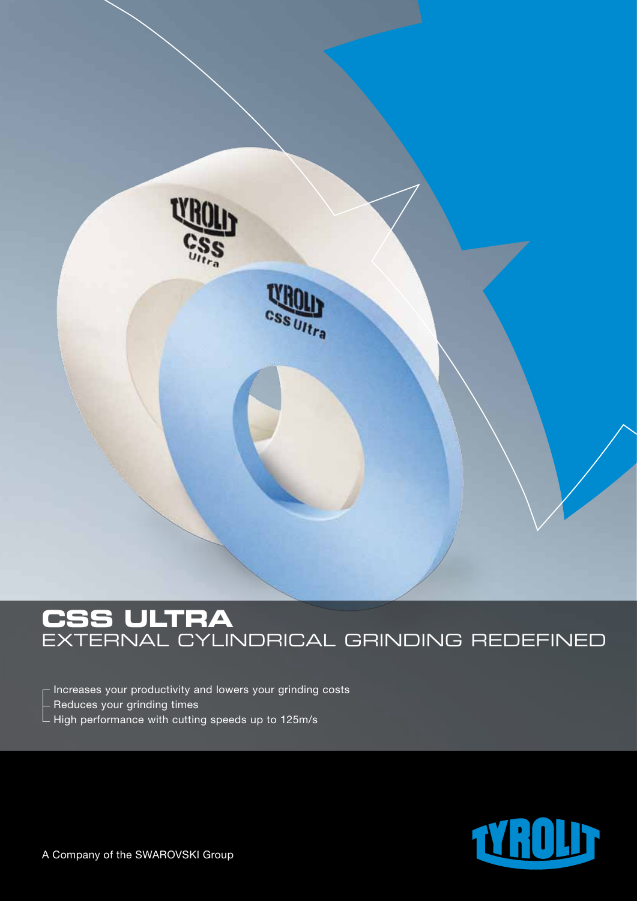# CSS ULTRA

## EXTERNAL CYLINDRICAL GRINDING REDEFINED

- Increases your productivity and lowers your grinding costs
- Reduces your grinding times
- High performance with cutting speeds up to 125m/s

A Company of the SWAROVSKI Group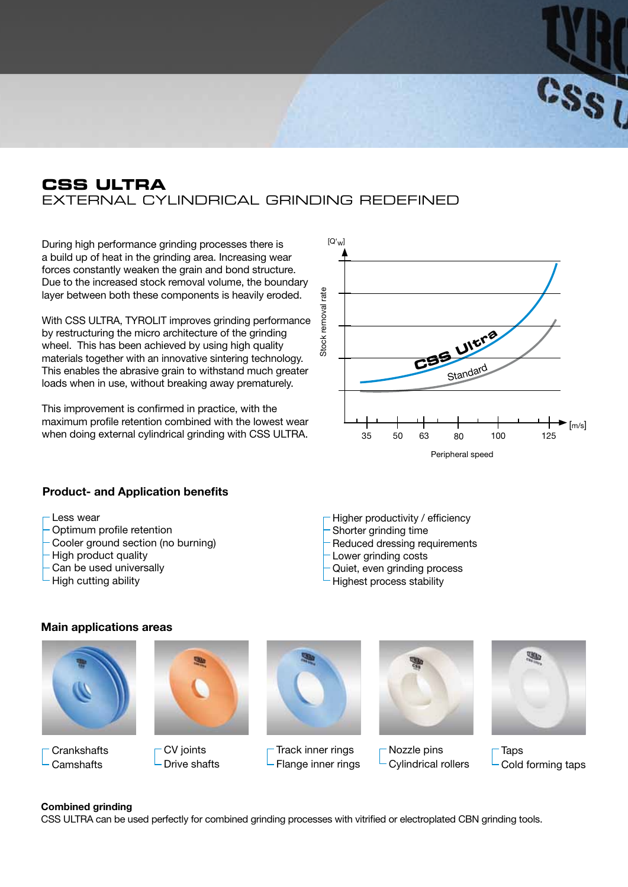# CSS ULTRA

## EXTERNAL CYLINDRICAL GRINDING REDEFINED

During high performance grinding processes there is a build up of heat in the grinding area. Increasing wear forces constantly weaken the grain and bond structure. Due to the increased stock removal volume, the boundary layer between both these components is heavily eroded.

With CSS ULTRA, TYROLIT improves grinding performance by restructuring the micro architecture of the grinding wheel. This has been achieved by using high quality materials together with an innovative sintering technology. This enables the abrasive grain to withstand much greater loads when in use, without breaking away prematurely.

This improvement is confirmed in practice, with the maximum profile retention combined with the lowest wear when doing external cylindrical grinding with CSS ULTRA.

[Q'w]

Stock removal rate

CSS Ultra

Standard

35 50 63 80 100 125 [m/s]

Peripheral speed

### Product- and Application benefits

- Less wear
- Optimum profile retention
- Cooler ground section (no burning)
- High product quality
- Can be used universally
- High cutting ability
- Higher productivity / efficiency
- Shorter grinding time
- Reduced dressing requirements
- Lower grinding costs
- Quiet, even grinding process
- Highest process stability

### Main applications areas

Crankshafts
Camshafts

CV joints
Drive shafts

Track inner rings
Flange inner rings

Nozzle pins
Cylindrical rollers

Taps
Cold forming taps

**Combined grinding**

CSS ULTRA can be used perfectly for combined grinding processes with vitrified or electroplated CBN grinding tools.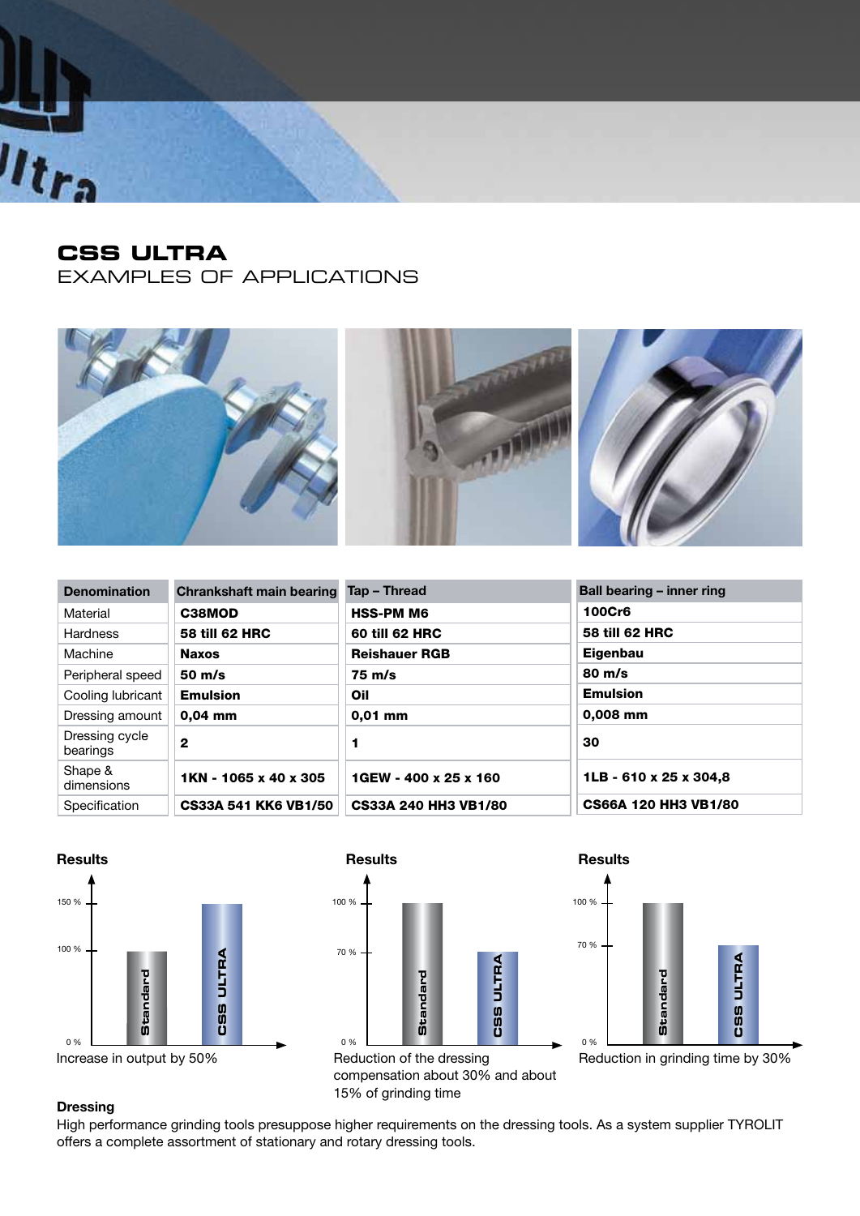# CSS ULTRA

## EXAMPLES OF APPLICATIONS

| Denomination | Chrankshaft main bearing | Tap – Thread | Ball bearing – inner ring |
|---|---|---|---|
| Material | **C38MOD** | **HSS-PM M6** | **100Cr6** |
| Hardness | **58 till 62 HRC** | **60 till 62 HRC** | **58 till 62 HRC** |
| Machine | **Naxos** | **Reishauer RGB** | **Eigenbau** |
| Peripheral speed | **50 m/s** | **75 m/s** | **80 m/s** |
| Cooling lubricant | **Emulsion** | **Oil** | **Emulsion** |
| Dressing amount | **0,04 mm** | **0,01 mm** | **0,008 mm** |
| Dressing cycle bearings | **2** | **1** | **30** |
| Shape & dimensions | **1KN - 1065 x 40 x 305** | **1GEW - 400 x 25 x 160** | **1LB - 610 x 25 x 304,8** |
| Specification | **CS33A 541 KK6 VB1/50** | **CS33A 240 HH3 VB1/80** | **CS66A 120 HH3 VB1/80** |

**Results**

Standard: 100 % — CSS ULTRA: 150 %

Increase in output by 50%

**Results**

Standard: 100 % — CSS ULTRA: 70 %

Reduction of the dressing compensation about 30% and about 15% of grinding time

**Results**

Standard: 100 % — CSS ULTRA: 70 %

Reduction in grinding time by 30%

**Dressing**

High performance grinding tools presuppose higher requirements on the dressing tools. As a system supplier TYROLIT offers a complete assortment of stationary and rotary dressing tools.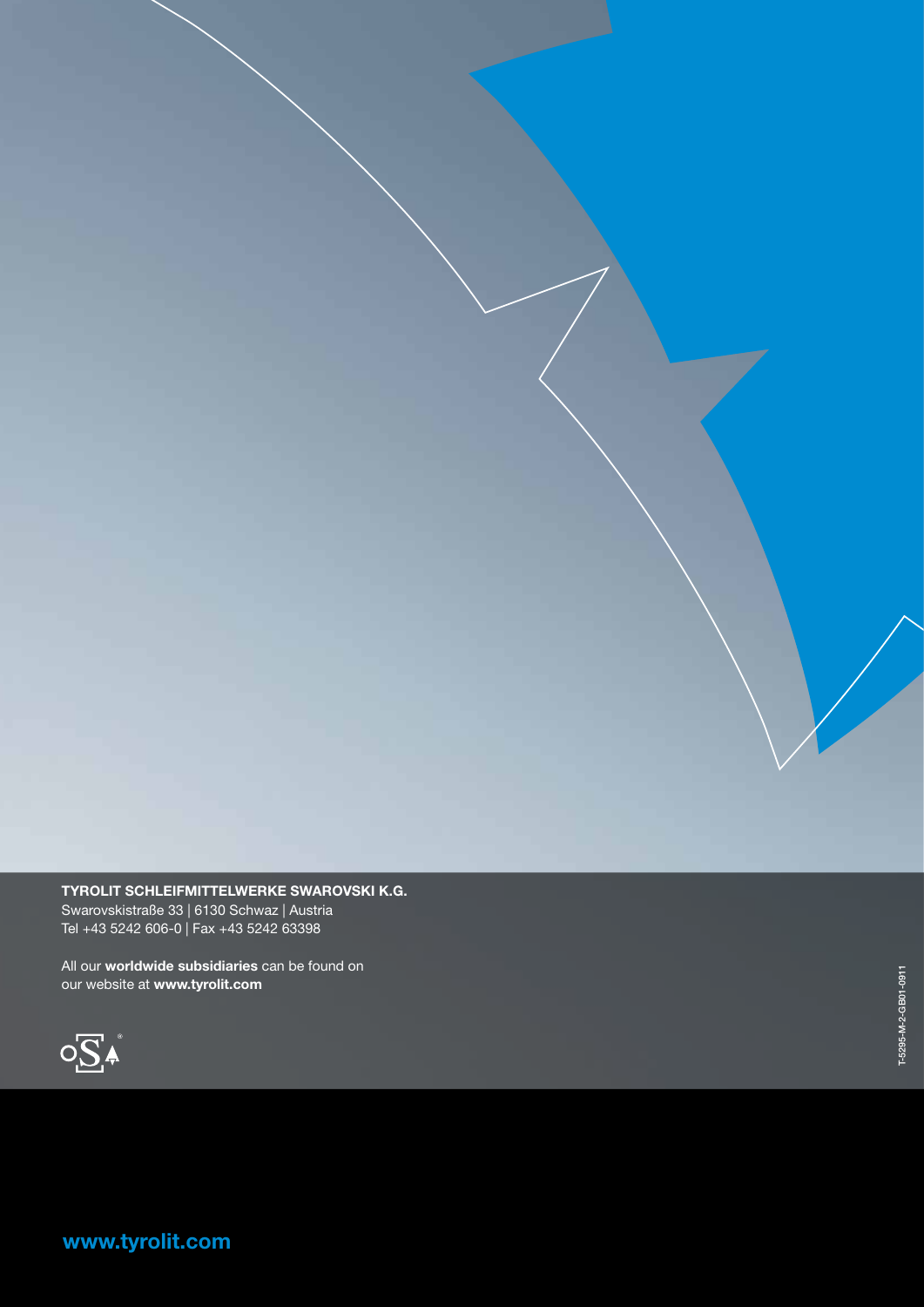**TYROLIT SCHLEIFMITTELWERKE SWAROVSKI K.G.**
Swarovskistraße 33 | 6130 Schwaz | Austria
Tel +43 5242 606-0 | Fax +43 5242 63398

All our **worldwide subsidiaries** can be found on
our website at **www.tyrolit.com**

T-5295-M-2-GB01-0911

**www.tyrolit.com**